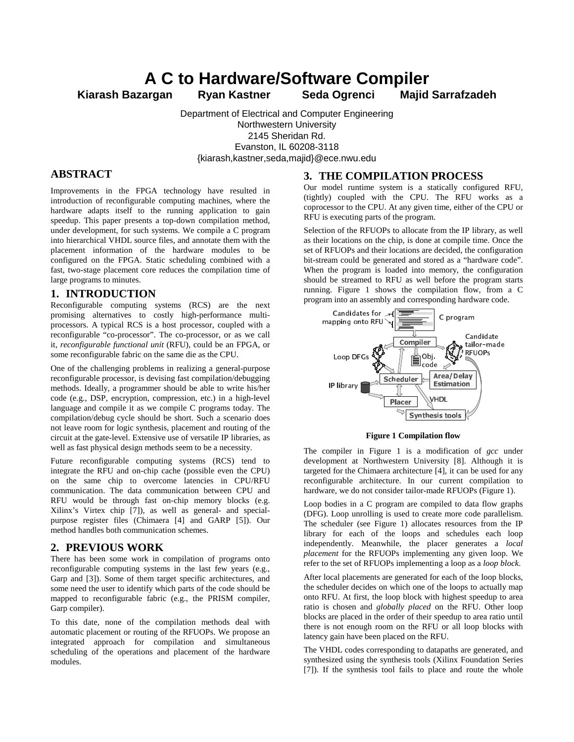# A C to Hardware/Software Compiler

**Kiarash Bazargan  Ryan Kastner  Seda Ogrenci  Majid Sarrafzadeh**

Department of Electrical and Computer Engineering
Northwestern University
2145 Sheridan Rd.
Evanston, IL 60208-3118
{kiarash,kastner,seda,majid}@ece.nwu.edu

## ABSTRACT

Improvements in the FPGA technology have resulted in introduction of reconfigurable computing machines, where the hardware adapts itself to the running application to gain speedup. This paper presents a top-down compilation method, under development, for such systems. We compile a C program into hierarchical VHDL source files, and annotate them with the placement information of the hardware modules to be configured on the FPGA. Static scheduling combined with a fast, two-stage placement core reduces the compilation time of large programs to minutes.

## 1. INTRODUCTION

Reconfigurable computing systems (RCS) are the next promising alternatives to costly high-performance multi-processors. A typical RCS is a host processor, coupled with a reconfigurable "co-processor". The co-processor, or as we call it, *reconfigurable functional unit* (RFU), could be an FPGA, or some reconfigurable fabric on the same die as the CPU.

One of the challenging problems in realizing a general-purpose reconfigurable processor, is devising fast compilation/debugging methods. Ideally, a programmer should be able to write his/her code (e.g., DSP, encryption, compression, etc.) in a high-level language and compile it as we compile C programs today. The compilation/debug cycle should be short. Such a scenario does not leave room for logic synthesis, placement and routing of the circuit at the gate-level. Extensive use of versatile IP libraries, as well as fast physical design methods seem to be a necessity.

Future reconfigurable computing systems (RCS) tend to integrate the RFU and on-chip cache (possible even the CPU) on the same chip to overcome latencies in CPU/RFU communication. The data communication between CPU and RFU would be through fast on-chip memory blocks (e.g. Xilinx's Virtex chip [7]), as well as general- and special-purpose register files (Chimaera [4] and GARP [5]). Our method handles both communication schemes.

## 2. PREVIOUS WORK

There has been some work in compilation of programs onto reconfigurable computing systems in the last few years (e.g., Garp and [3]). Some of them target specific architectures, and some need the user to identify which parts of the code should be mapped to reconfigurable fabric (e.g., the PRISM compiler, Garp compiler).

To this date, none of the compilation methods deal with automatic placement or routing of the RFUOPs. We propose an integrated approach for compilation and simultaneous scheduling of the operations and placement of the hardware modules.

## 3. THE COMPILATION PROCESS

Our model runtime system is a statically configured RFU, (tightly) coupled with the CPU. The RFU works as a coprocessor to the CPU. At any given time, either of the CPU or RFU is executing parts of the program.

Selection of the RFUOPs to allocate from the IP library, as well as their locations on the chip, is done at compile time. Once the set of RFUOPs and their locations are decided, the configuration bit-stream could be generated and stored as a "hardware code". When the program is loaded into memory, the configuration should be streamed to RFU as well before the program starts running. Figure 1 shows the compilation flow, from a C program into an assembly and corresponding hardware code.

**Figure 1 Compilation flow**

The compiler in Figure 1 is a modification of *gcc* under development at Northwestern University [8]. Although it is targeted for the Chimaera architecture [4], it can be used for any reconfigurable architecture. In our current compilation to hardware, we do not consider tailor-made RFUOPs (Figure 1).

Loop bodies in a C program are compiled to data flow graphs (DFG). Loop unrolling is used to create more code parallelism. The scheduler (see Figure 1) allocates resources from the IP library for each of the loops and schedules each loop independently. Meanwhile, the placer generates a *local placement* for the RFUOPs implementing any given loop. We refer to the set of RFUOPs implementing a loop as a *loop block*.

After local placements are generated for each of the loop blocks, the scheduler decides on which one of the loops to actually map onto RFU. At first, the loop block with highest speedup to area ratio is chosen and *globally placed* on the RFU. Other loop blocks are placed in the order of their speedup to area ratio until there is not enough room on the RFU or all loop blocks with latency gain have been placed on the RFU.

The VHDL codes corresponding to datapaths are generated, and synthesized using the synthesis tools (Xilinx Foundation Series [7]). If the synthesis tool fails to place and route the whole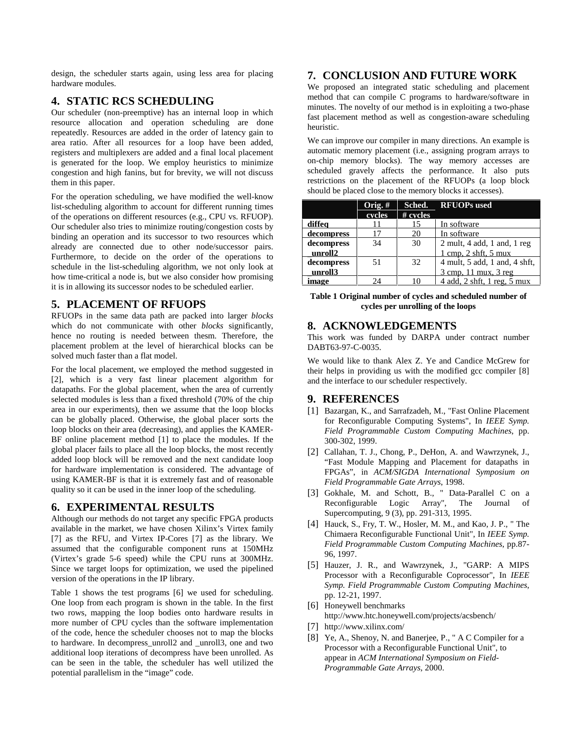design, the scheduler starts again, using less area for placing hardware modules.

## 4. STATIC RCS SCHEDULING

Our scheduler (non-preemptive) has an internal loop in which resource allocation and operation scheduling are done repeatedly. Resources are added in the order of latency gain to area ratio. After all resources for a loop have been added, registers and multiplexers are added and a final local placement is generated for the loop. We employ heuristics to minimize congestion and high fanins, but for brevity, we will not discuss them in this paper.

For the operation scheduling, we have modified the well-know list-scheduling algorithm to account for different running times of the operations on different resources (e.g., CPU vs. RFUOP). Our scheduler also tries to minimize routing/congestion costs by binding an operation and its successor to two resources which already are connected due to other node/successor pairs. Furthermore, to decide on the order of the operations to schedule in the list-scheduling algorithm, we not only look at how time-critical a node is, but we also consider how promising it is in allowing its successor nodes to be scheduled earlier.

## 5. PLACEMENT OF RFUOPS

RFUOPs in the same data path are packed into larger *blocks* which do not communicate with other *blocks* significantly, hence no routing is needed between thesm. Therefore, the placement problem at the level of hierarchical blocks can be solved much faster than a flat model.

For the local placement, we employed the method suggested in [2], which is a very fast linear placement algorithm for datapaths. For the global placement, when the area of currently selected modules is less than a fixed threshold (70% of the chip area in our experiments), then we assume that the loop blocks can be globally placed. Otherwise, the global placer sorts the loop blocks on their area (decreasing), and applies the KAMER-BF online placement method [1] to place the modules. If the global placer fails to place all the loop blocks, the most recently added loop block will be removed and the next candidate loop for hardware implementation is considered. The advantage of using KAMER-BF is that it is extremely fast and of reasonable quality so it can be used in the inner loop of the scheduling.

## 6. EXPERIMENTAL RESULTS

Although our methods do not target any specific FPGA products available in the market, we have chosen Xilinx's Virtex family [7] as the RFU, and Virtex IP-Cores [7] as the library. We assumed that the configurable component runs at 150MHz (Virtex's grade 5-6 speed) while the CPU runs at 300MHz. Since we target loops for optimization, we used the pipelined version of the operations in the IP library.

Table 1 shows the test programs [6] we used for scheduling. One loop from each program is shown in the table. In the first two rows, mapping the loop bodies onto hardware results in more number of CPU cycles than the software implementation of the code, hence the scheduler chooses not to map the blocks to hardware. In decompress_unroll2 and _unroll3, one and two additional loop iterations of decompress have been unrolled. As can be seen in the table, the scheduler has well utilized the potential parallelism in the "image" code.

## 7. CONCLUSION AND FUTURE WORK

We proposed an integrated static scheduling and placement method that can compile C programs to hardware/software in minutes. The novelty of our method is in exploiting a two-phase fast placement method as well as congestion-aware scheduling heuristic.

We can improve our compiler in many directions. An example is automatic memory placement (i.e., assigning program arrays to on-chip memory blocks). The way memory accesses are scheduled gravely affects the performance. It also puts restrictions on the placement of the RFUOPs (a loop block should be placed close to the memory blocks it accesses).

| | Orig. # cycles | Sched. # cycles | RFUOPs used |
|---|---|---|---|
| **diffeq** | 11 | 15 | In software |
| **decompress** | 17 | 20 | In software |
| **decompress unroll2** | 34 | 30 | 2 mult, 4 add, 1 and, 1 reg 1 cmp, 2 shft, 5 mux |
| **decompress unroll3** | 51 | 32 | 4 mult, 5 add, 1 and, 4 shft, 3 cmp, 11 mux, 3 reg |
| **image** | 24 | 10 | 4 add, 2 shft, 1 reg, 5 mux |

**Table 1 Original number of cycles and scheduled number of cycles per unrolling of the loops**

## 8. ACKNOWLEDGEMENTS

This work was funded by DARPA under contract number DABT63-97-C-0035.

We would like to thank Alex Z. Ye and Candice McGrew for their helps in providing us with the modified gcc compiler [8] and the interface to our scheduler respectively.

## 9. REFERENCES

[1] Bazargan, K., and Sarrafzadeh, M., "Fast Online Placement for Reconfigurable Computing Systems", In *IEEE Symp. Field Programmable Custom Computing Machines*, pp. 300-302, 1999.

[2] Callahan, T. J., Chong, P., DeHon, A. and Wawrzynek, J., "Fast Module Mapping and Placement for datapaths in FPGAs", in *ACM/SIGDA International Symposium on Field Programmable Gate Arrays*, 1998.

[3] Gokhale, M. and Schott, B., " Data-Parallel C on a Reconfigurable Logic Array", The Journal of Supercomputing, 9 (3), pp. 291-313, 1995.

[4] Hauck, S., Fry, T. W., Hosler, M. M., and Kao, J. P., " The Chimaera Reconfigurable Functional Unit", In *IEEE Symp. Field Programmable Custom Computing Machines*, pp.87-96, 1997.

[5] Hauzer, J. R., and Wawrzynek, J., "GARP: A MIPS Processor with a Reconfigurable Coprocessor", In *IEEE Symp. Field Programmable Custom Computing Machines*, pp. 12-21, 1997.

[6] Honeywell benchmarks http://www.htc.honeywell.com/projects/acsbench/

[7] http://www.xilinx.com/

[8] Ye, A., Shenoy, N. and Banerjee, P., " A C Compiler for a Processor with a Reconfigurable Functional Unit", to appear in *ACM International Symposium on Field-Programmable Gate Arrays*, 2000.